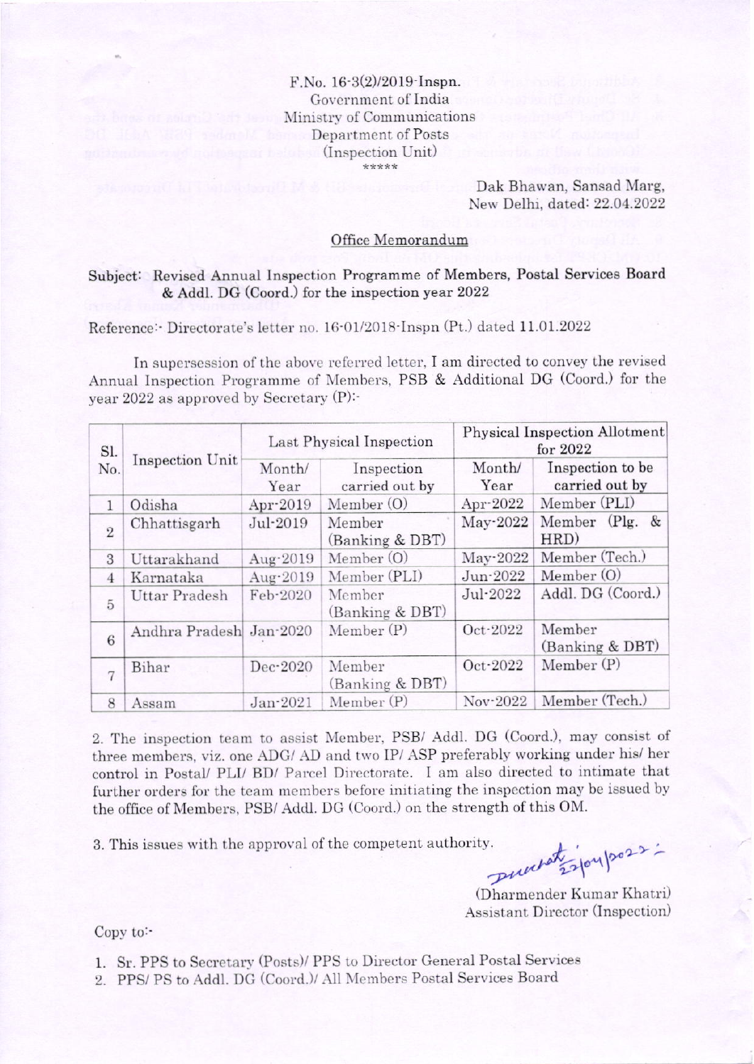F.No. 16-3(2)/2019-Inspn.
Government of India
Ministry of Communications
Department of Posts
(Inspection Unit)
*****

Dak Bhawan, Sansad Marg,
New Delhi, dated: 22.04.2022

## Office Memorandum

**Subject: Revised Annual Inspection Programme of Members, Postal Services Board & Addl. DG (Coord.) for the inspection year 2022**

Reference:- Directorate's letter no. 16-01/2018-Inspn (Pt.) dated **11.01.2022**

In supersession of the above referred letter, I am directed to convey the revised Annual Inspection Programme of Members, PSB & Additional DG (Coord.) for the year 2022 as approved by Secretary (P):-

| Sl. No. | Inspection Unit | Last Physical Inspection | | Physical Inspection Allotment for 2022 | |
|---|---|---|---|---|---|
| | | Month/ Year | Inspection carried out by | Month/ Year | Inspection to be carried out by |
| 1 | Odisha | Apr-2019 | Member (O) | Apr-2022 | Member (PLI) |
| 2 | Chhattisgarh | Jul-2019 | Member (Banking & DBT) | May-2022 | Member (Plg. & HRD) |
| 3 | Uttarakhand | Aug-2019 | Member (O) | May-2022 | Member (Tech.) |
| 4 | Karnataka | Aug-2019 | Member (PLI) | Jun-2022 | Member (O) |
| 5 | Uttar Pradesh | Feb-2020 | Member (Banking & DBT) | Jul-2022 | Addl. DG (Coord.) |
| 6 | Andhra Pradesh | Jan-2020 | Member (P) | Oct-2022 | Member (Banking & DBT) |
| 7 | Bihar | Dec-2020 | Member (Banking & DBT) | Oct-2022 | Member (P) |
| 8 | Assam | Jan-2021 | Member (P) | Nov-2022 | Member (Tech.) |

2. The inspection team to assist Member, PSB/ Addl. DG (Coord.), may consist of three members, viz. one ADG/ AD and two IP/ ASP preferably working under his/ her control in Postal/ PLI/ BD/ Parcel Directorate. I am also directed to intimate that further orders for the team members before initiating the inspection may be issued by the office of Members, PSB/ Addl. DG (Coord.) on the strength of this OM.

3. This issues with the approval of the competent authority.

(Dharmender Kumar Khatri)
Assistant Director (Inspection)

Copy to:-

1. Sr. PPS to Secretary (Posts)/ PPS to Director General Postal Services
2. PPS/ PS to Addl. DG (Coord.)/ All Members Postal Services Board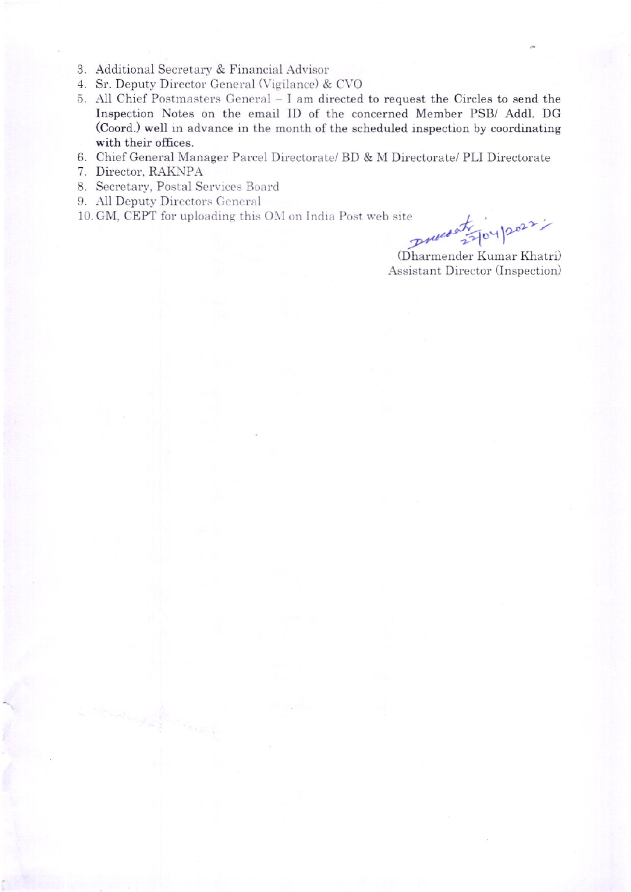3. Additional Secretary & Financial Advisor
4. Sr. Deputy Director General (Vigilance) & CVO
5. All Chief Postmasters General – I am directed to request the Circles to send the Inspection Notes on the email ID of the concerned Member PSB/ Addl. DG (Coord.) well in advance in the month of the scheduled inspection by coordinating with their offices.
6. Chief General Manager Parcel Directorate/ BD & M Directorate/ PLI Directorate
7. Director, RAKNPA
8. Secretary, Postal Services Board
9. All Deputy Directors General
10. GM, CEPT for uploading this OM on India Post web site

27/04/2022

(Dharmender Kumar Khatri)
Assistant Director (Inspection)